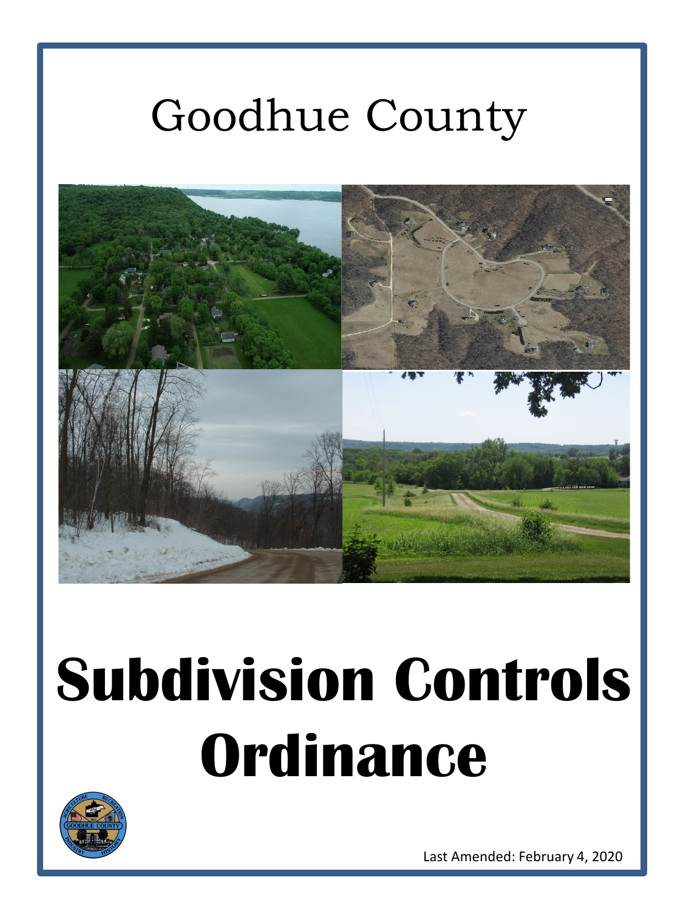# Goodhue County

# Subdivision Controls Ordinance

Last Amended: February 4, 2020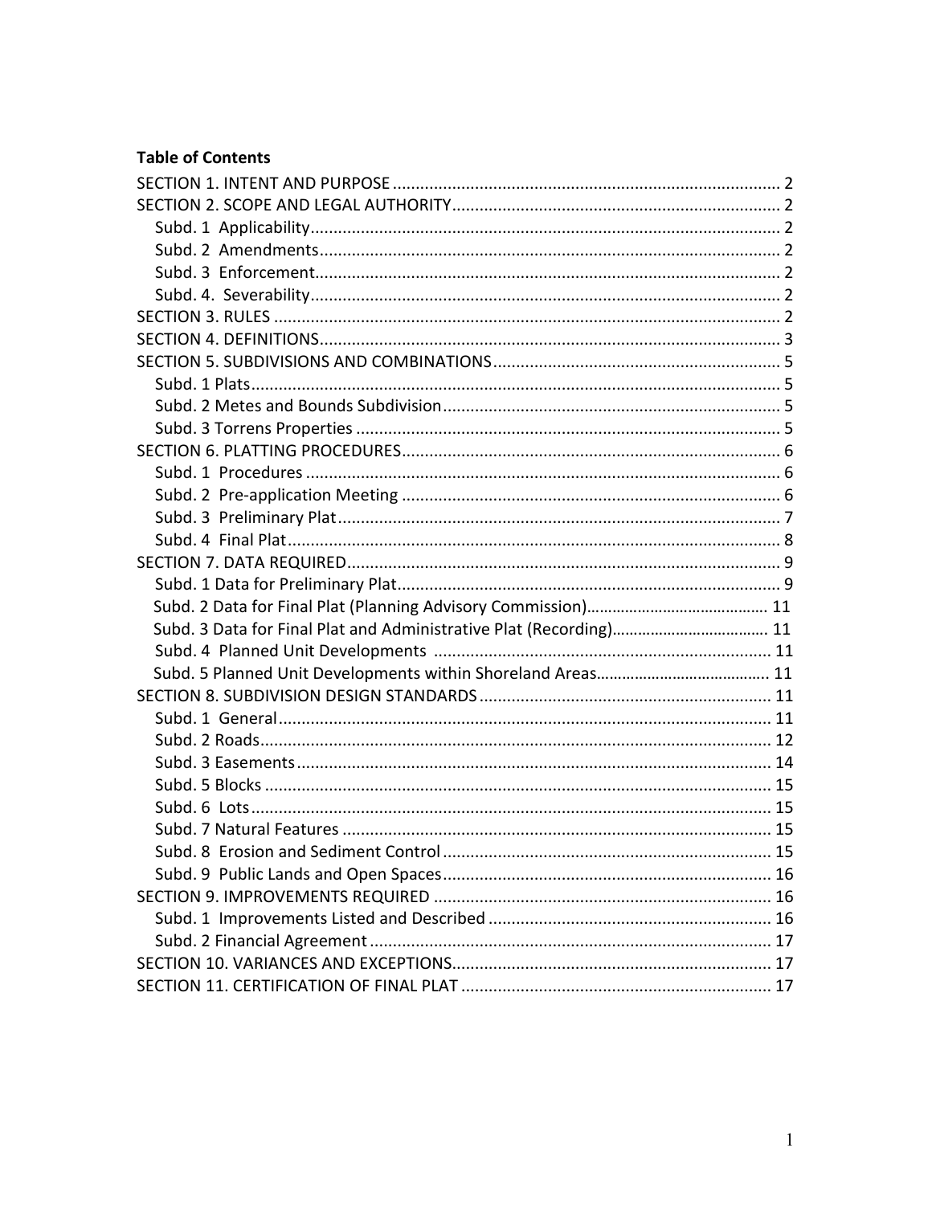**Table of Contents**

SECTION 1. INTENT AND PURPOSE .................................................................................... 2
SECTION 2. SCOPE AND LEGAL AUTHORITY ....................................................................... 2
  Subd. 1 Applicability ...................................................................................................... 2
  Subd. 2 Amendments ..................................................................................................... 2
  Subd. 3 Enforcement ...................................................................................................... 2
  Subd. 4. Severability ....................................................................................................... 2
SECTION 3. RULES ............................................................................................................ 2
SECTION 4. DEFINITIONS ................................................................................................... 3
SECTION 5. SUBDIVISIONS AND COMBINATIONS .............................................................. 5
  Subd. 1 Plats ................................................................................................................... 5
  Subd. 2 Metes and Bounds Subdivision .......................................................................... 5
  Subd. 3 Torrens Properties ............................................................................................. 5
SECTION 6. PLATTING PROCEDURES .................................................................................. 6
  Subd. 1 Procedures ........................................................................................................ 6
  Subd. 2 Pre-application Meeting .................................................................................... 6
  Subd. 3 Preliminary Plat ................................................................................................. 7
  Subd. 4 Final Plat ............................................................................................................ 8
SECTION 7. DATA REQUIRED ............................................................................................. 9
  Subd. 1 Data for Preliminary Plat ................................................................................... 9
  Subd. 2 Data for Final Plat (Planning Advisory Commission) ......................................... 11
  Subd. 3 Data for Final Plat and Administrative Plat (Recording) .................................... 11
  Subd. 4 Planned Unit Developments ............................................................................ 11
  Subd. 5 Planned Unit Developments within Shoreland Areas ........................................ 11
SECTION 8. SUBDIVISION DESIGN STANDARDS ............................................................... 11
  Subd. 1 General ............................................................................................................ 11
  Subd. 2 Roads ............................................................................................................... 12
  Subd. 3 Easements ....................................................................................................... 14
  Subd. 5 Blocks .............................................................................................................. 15
  Subd. 6 Lots .................................................................................................................. 15
  Subd. 7 Natural Features .............................................................................................. 15
  Subd. 8 Erosion and Sediment Control ......................................................................... 15
  Subd. 9 Public Lands and Open Spaces ......................................................................... 16
SECTION 9. IMPROVEMENTS REQUIRED .......................................................................... 16
  Subd. 1 Improvements Listed and Described ................................................................ 16
  Subd. 2 Financial Agreement ........................................................................................ 17
SECTION 10. VARIANCES AND EXCEPTIONS ...................................................................... 17
SECTION 11. CERTIFICATION OF FINAL PLAT .................................................................... 17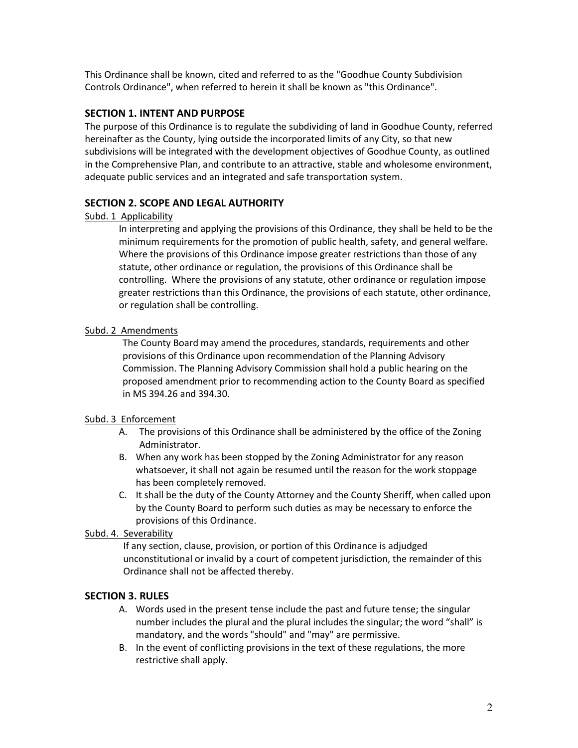This Ordinance shall be known, cited and referred to as the "Goodhue County Subdivision Controls Ordinance", when referred to herein it shall be known as "this Ordinance".

## SECTION 1. INTENT AND PURPOSE

The purpose of this Ordinance is to regulate the subdividing of land in Goodhue County, referred hereinafter as the County, lying outside the incorporated limits of any City, so that new subdivisions will be integrated with the development objectives of Goodhue County, as outlined in the Comprehensive Plan, and contribute to an attractive, stable and wholesome environment, adequate public services and an integrated and safe transportation system.

## SECTION 2. SCOPE AND LEGAL AUTHORITY

Subd. 1 Applicability

In interpreting and applying the provisions of this Ordinance, they shall be held to be the minimum requirements for the promotion of public health, safety, and general welfare. Where the provisions of this Ordinance impose greater restrictions than those of any statute, other ordinance or regulation, the provisions of this Ordinance shall be controlling. Where the provisions of any statute, other ordinance or regulation impose greater restrictions than this Ordinance, the provisions of each statute, other ordinance, or regulation shall be controlling.

Subd. 2 Amendments

The County Board may amend the procedures, standards, requirements and other provisions of this Ordinance upon recommendation of the Planning Advisory Commission. The Planning Advisory Commission shall hold a public hearing on the proposed amendment prior to recommending action to the County Board as specified in MS 394.26 and 394.30.

Subd. 3 Enforcement

A. The provisions of this Ordinance shall be administered by the office of the Zoning Administrator.
B. When any work has been stopped by the Zoning Administrator for any reason whatsoever, it shall not again be resumed until the reason for the work stoppage has been completely removed.
C. It shall be the duty of the County Attorney and the County Sheriff, when called upon by the County Board to perform such duties as may be necessary to enforce the provisions of this Ordinance.

Subd. 4. Severability

If any section, clause, provision, or portion of this Ordinance is adjudged unconstitutional or invalid by a court of competent jurisdiction, the remainder of this Ordinance shall not be affected thereby.

## SECTION 3. RULES

A. Words used in the present tense include the past and future tense; the singular number includes the plural and the plural includes the singular; the word "shall" is mandatory, and the words "should" and "may" are permissive.
B. In the event of conflicting provisions in the text of these regulations, the more restrictive shall apply.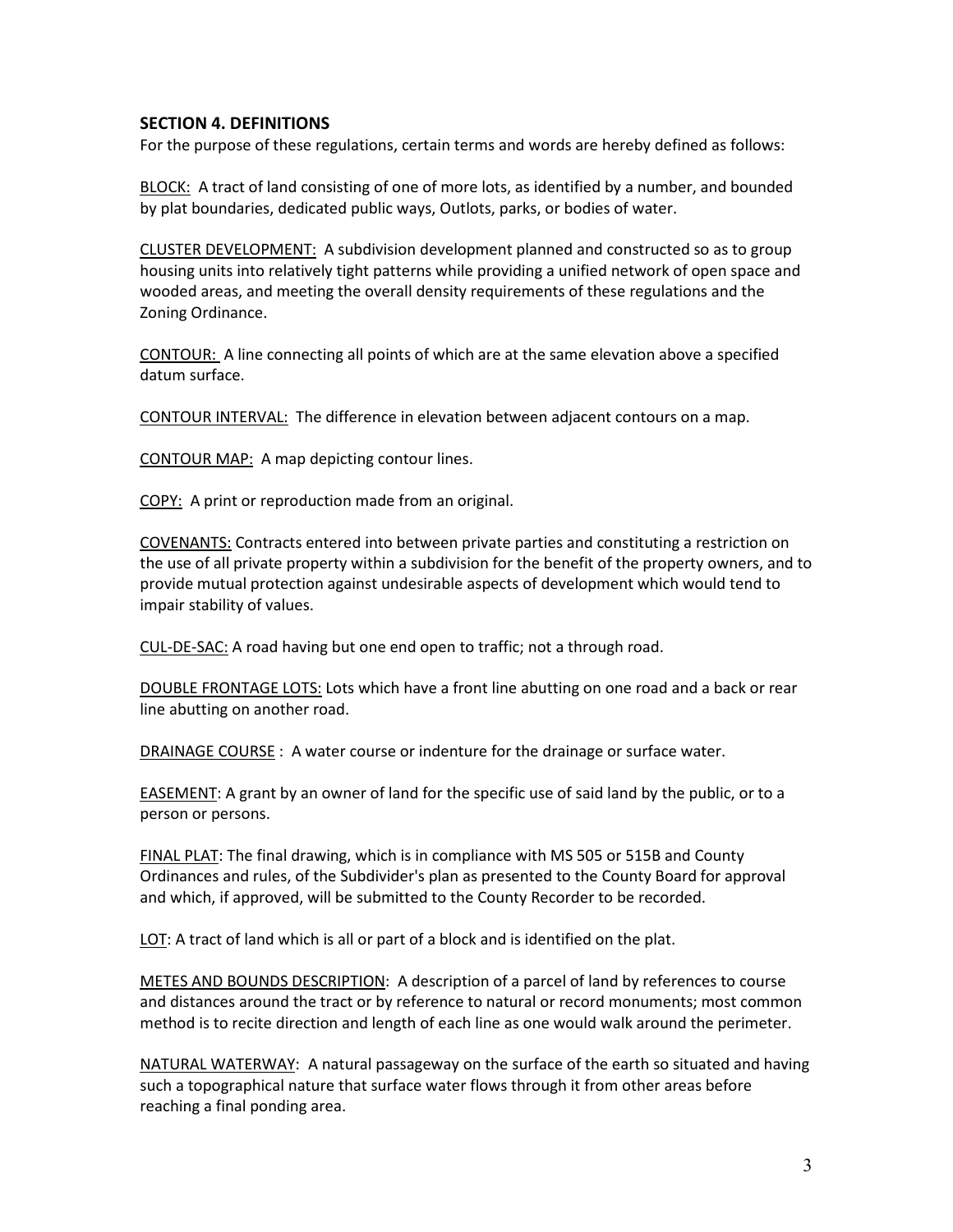## SECTION 4. DEFINITIONS

For the purpose of these regulations, certain terms and words are hereby defined as follows:

<u>BLOCK:</u> A tract of land consisting of one of more lots, as identified by a number, and bounded by plat boundaries, dedicated public ways, Outlots, parks, or bodies of water.

<u>CLUSTER DEVELOPMENT:</u> A subdivision development planned and constructed so as to group housing units into relatively tight patterns while providing a unified network of open space and wooded areas, and meeting the overall density requirements of these regulations and the Zoning Ordinance.

<u>CONTOUR:</u> A line connecting all points of which are at the same elevation above a specified datum surface.

<u>CONTOUR INTERVAL:</u> The difference in elevation between adjacent contours on a map.

<u>CONTOUR MAP:</u> A map depicting contour lines.

<u>COPY:</u> A print or reproduction made from an original.

<u>COVENANTS:</u> Contracts entered into between private parties and constituting a restriction on the use of all private property within a subdivision for the benefit of the property owners, and to provide mutual protection against undesirable aspects of development which would tend to impair stability of values.

<u>CUL-DE-SAC:</u> A road having but one end open to traffic; not a through road.

<u>DOUBLE FRONTAGE LOTS:</u> Lots which have a front line abutting on one road and a back or rear line abutting on another road.

<u>DRAINAGE COURSE</u> : A water course or indenture for the drainage or surface water.

<u>EASEMENT</u>: A grant by an owner of land for the specific use of said land by the public, or to a person or persons.

<u>FINAL PLAT</u>: The final drawing, which is in compliance with MS 505 or 515B and County Ordinances and rules, of the Subdivider's plan as presented to the County Board for approval and which, if approved, will be submitted to the County Recorder to be recorded.

<u>LOT</u>: A tract of land which is all or part of a block and is identified on the plat.

<u>METES AND BOUNDS DESCRIPTION</u>: A description of a parcel of land by references to course and distances around the tract or by reference to natural or record monuments; most common method is to recite direction and length of each line as one would walk around the perimeter.

<u>NATURAL WATERWAY</u>: A natural passageway on the surface of the earth so situated and having such a topographical nature that surface water flows through it from other areas before reaching a final ponding area.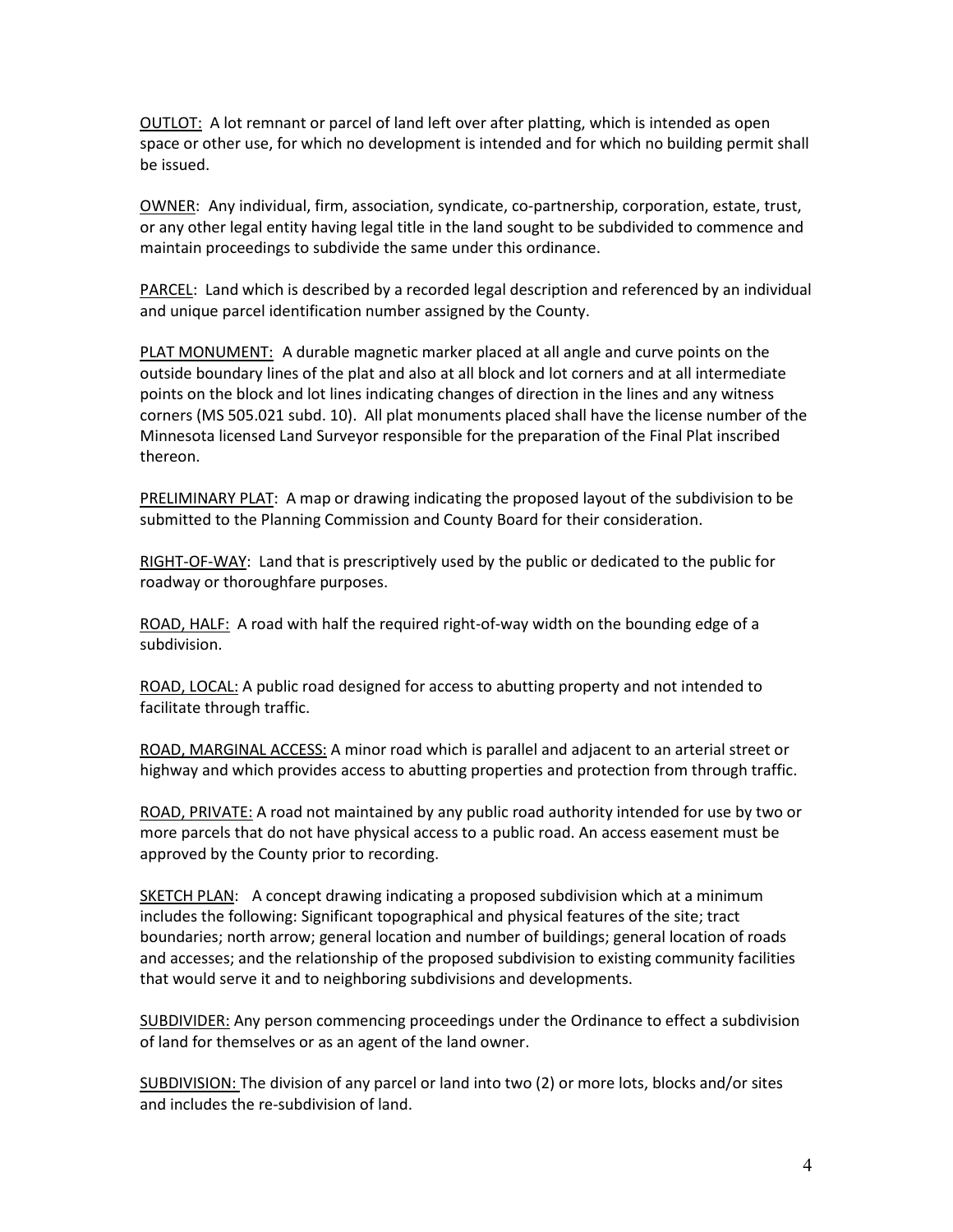<u>OUTLOT:</u> A lot remnant or parcel of land left over after platting, which is intended as open space or other use, for which no development is intended and for which no building permit shall be issued.

<u>OWNER</u>: Any individual, firm, association, syndicate, co-partnership, corporation, estate, trust, or any other legal entity having legal title in the land sought to be subdivided to commence and maintain proceedings to subdivide the same under this ordinance.

<u>PARCEL</u>: Land which is described by a recorded legal description and referenced by an individual and unique parcel identification number assigned by the County.

<u>PLAT MONUMENT:</u> A durable magnetic marker placed at all angle and curve points on the outside boundary lines of the plat and also at all block and lot corners and at all intermediate points on the block and lot lines indicating changes of direction in the lines and any witness corners (MS 505.021 subd. 10). All plat monuments placed shall have the license number of the Minnesota licensed Land Surveyor responsible for the preparation of the Final Plat inscribed thereon.

<u>PRELIMINARY PLAT</u>: A map or drawing indicating the proposed layout of the subdivision to be submitted to the Planning Commission and County Board for their consideration.

<u>RIGHT-OF-WAY</u>: Land that is prescriptively used by the public or dedicated to the public for roadway or thoroughfare purposes.

<u>ROAD, HALF:</u> A road with half the required right-of-way width on the bounding edge of a subdivision.

<u>ROAD, LOCAL:</u> A public road designed for access to abutting property and not intended to facilitate through traffic.

<u>ROAD, MARGINAL ACCESS:</u> A minor road which is parallel and adjacent to an arterial street or highway and which provides access to abutting properties and protection from through traffic.

<u>ROAD, PRIVATE:</u> A road not maintained by any public road authority intended for use by two or more parcels that do not have physical access to a public road. An access easement must be approved by the County prior to recording.

<u>SKETCH PLAN</u>: A concept drawing indicating a proposed subdivision which at a minimum includes the following: Significant topographical and physical features of the site; tract boundaries; north arrow; general location and number of buildings; general location of roads and accesses; and the relationship of the proposed subdivision to existing community facilities that would serve it and to neighboring subdivisions and developments.

<u>SUBDIVIDER:</u> Any person commencing proceedings under the Ordinance to effect a subdivision of land for themselves or as an agent of the land owner.

<u>SUBDIVISION:</u> The division of any parcel or land into two (2) or more lots, blocks and/or sites and includes the re-subdivision of land.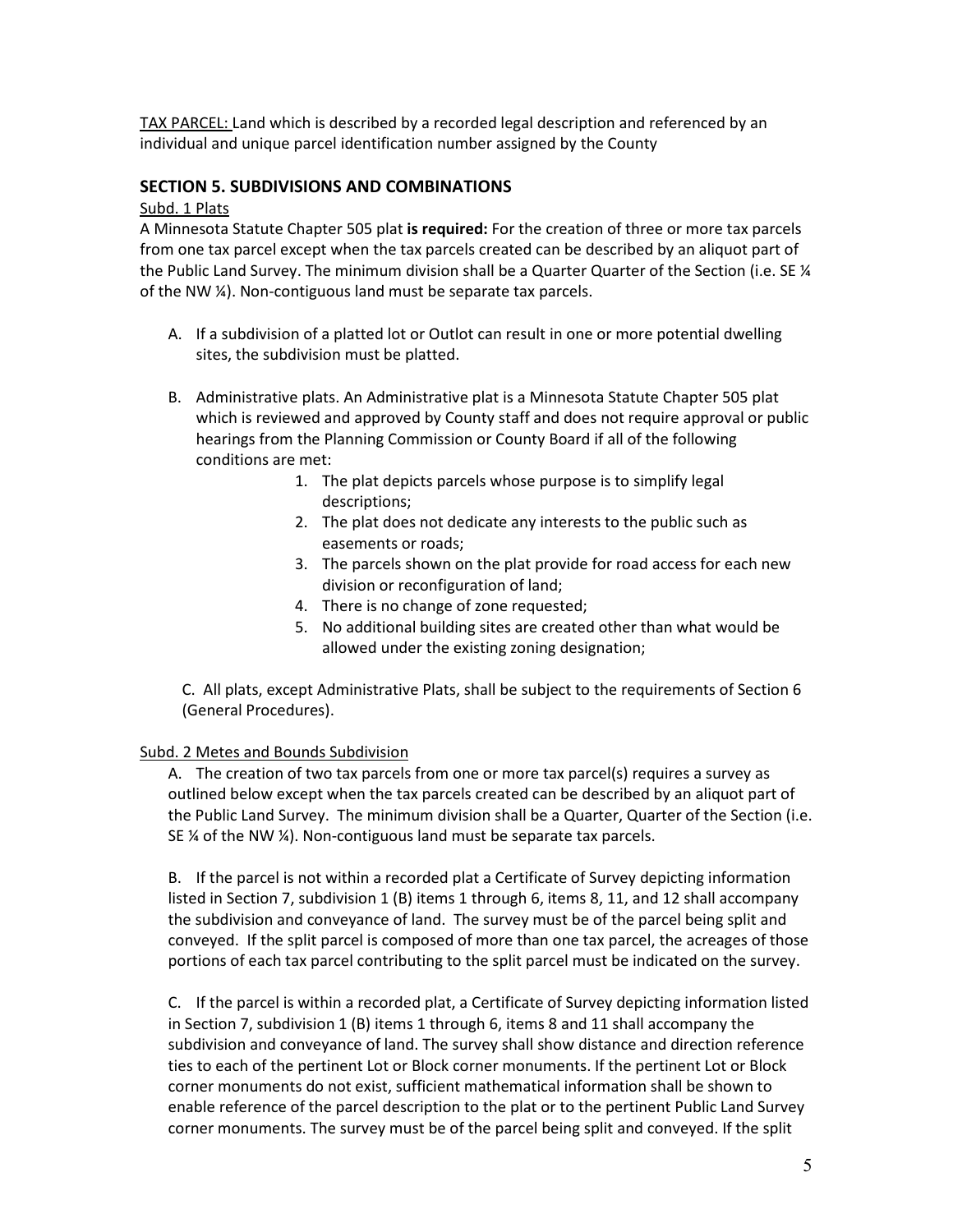<u>TAX PARCEL:</u> Land which is described by a recorded legal description and referenced by an individual and unique parcel identification number assigned by the County

## SECTION 5. SUBDIVISIONS AND COMBINATIONS

<u>Subd. 1 Plats</u>

A Minnesota Statute Chapter 505 plat **is required:** For the creation of three or more tax parcels from one tax parcel except when the tax parcels created can be described by an aliquot part of the Public Land Survey. The minimum division shall be a Quarter Quarter of the Section (i.e. SE ¼ of the NW ¼). Non-contiguous land must be separate tax parcels.

A. If a subdivision of a platted lot or Outlot can result in one or more potential dwelling sites, the subdivision must be platted.

B. Administrative plats. An Administrative plat is a Minnesota Statute Chapter 505 plat which is reviewed and approved by County staff and does not require approval or public hearings from the Planning Commission or County Board if all of the following conditions are met:

   1. The plat depicts parcels whose purpose is to simplify legal descriptions;
   2. The plat does not dedicate any interests to the public such as easements or roads;
   3. The parcels shown on the plat provide for road access for each new division or reconfiguration of land;
   4. There is no change of zone requested;
   5. No additional building sites are created other than what would be allowed under the existing zoning designation;

C. All plats, except Administrative Plats, shall be subject to the requirements of Section 6 (General Procedures).

<u>Subd. 2 Metes and Bounds Subdivision</u>

A. The creation of two tax parcels from one or more tax parcel(s) requires a survey as outlined below except when the tax parcels created can be described by an aliquot part of the Public Land Survey. The minimum division shall be a Quarter, Quarter of the Section (i.e. SE ¼ of the NW ¼). Non-contiguous land must be separate tax parcels.

B. If the parcel is not within a recorded plat a Certificate of Survey depicting information listed in Section 7, subdivision 1 (B) items 1 through 6, items 8, 11, and 12 shall accompany the subdivision and conveyance of land. The survey must be of the parcel being split and conveyed. If the split parcel is composed of more than one tax parcel, the acreages of those portions of each tax parcel contributing to the split parcel must be indicated on the survey.

C. If the parcel is within a recorded plat, a Certificate of Survey depicting information listed in Section 7, subdivision 1 (B) items 1 through 6, items 8 and 11 shall accompany the subdivision and conveyance of land. The survey shall show distance and direction reference ties to each of the pertinent Lot or Block corner monuments. If the pertinent Lot or Block corner monuments do not exist, sufficient mathematical information shall be shown to enable reference of the parcel description to the plat or to the pertinent Public Land Survey corner monuments. The survey must be of the parcel being split and conveyed. If the split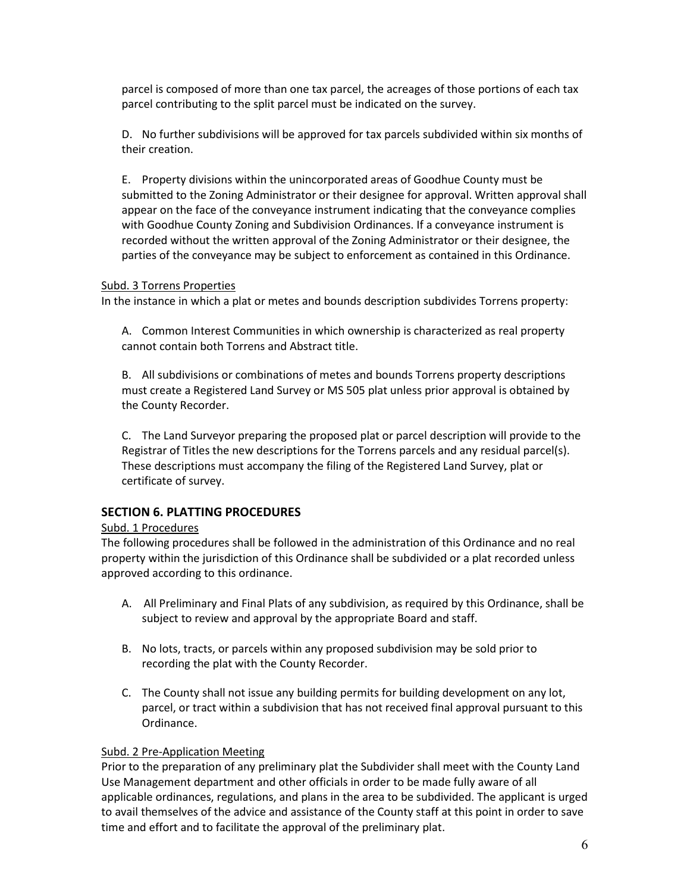parcel is composed of more than one tax parcel, the acreages of those portions of each tax parcel contributing to the split parcel must be indicated on the survey.

D. No further subdivisions will be approved for tax parcels subdivided within six months of their creation.

E. Property divisions within the unincorporated areas of Goodhue County must be submitted to the Zoning Administrator or their designee for approval. Written approval shall appear on the face of the conveyance instrument indicating that the conveyance complies with Goodhue County Zoning and Subdivision Ordinances. If a conveyance instrument is recorded without the written approval of the Zoning Administrator or their designee, the parties of the conveyance may be subject to enforcement as contained in this Ordinance.

Subd. 3 Torrens Properties

In the instance in which a plat or metes and bounds description subdivides Torrens property:

A. Common Interest Communities in which ownership is characterized as real property cannot contain both Torrens and Abstract title.

B. All subdivisions or combinations of metes and bounds Torrens property descriptions must create a Registered Land Survey or MS 505 plat unless prior approval is obtained by the County Recorder.

C. The Land Surveyor preparing the proposed plat or parcel description will provide to the Registrar of Titles the new descriptions for the Torrens parcels and any residual parcel(s). These descriptions must accompany the filing of the Registered Land Survey, plat or certificate of survey.

## SECTION 6. PLATTING PROCEDURES

Subd. 1 Procedures

The following procedures shall be followed in the administration of this Ordinance and no real property within the jurisdiction of this Ordinance shall be subdivided or a plat recorded unless approved according to this ordinance.

A. All Preliminary and Final Plats of any subdivision, as required by this Ordinance, shall be subject to review and approval by the appropriate Board and staff.

B. No lots, tracts, or parcels within any proposed subdivision may be sold prior to recording the plat with the County Recorder.

C. The County shall not issue any building permits for building development on any lot, parcel, or tract within a subdivision that has not received final approval pursuant to this Ordinance.

Subd. 2 Pre-Application Meeting

Prior to the preparation of any preliminary plat the Subdivider shall meet with the County Land Use Management department and other officials in order to be made fully aware of all applicable ordinances, regulations, and plans in the area to be subdivided. The applicant is urged to avail themselves of the advice and assistance of the County staff at this point in order to save time and effort and to facilitate the approval of the preliminary plat.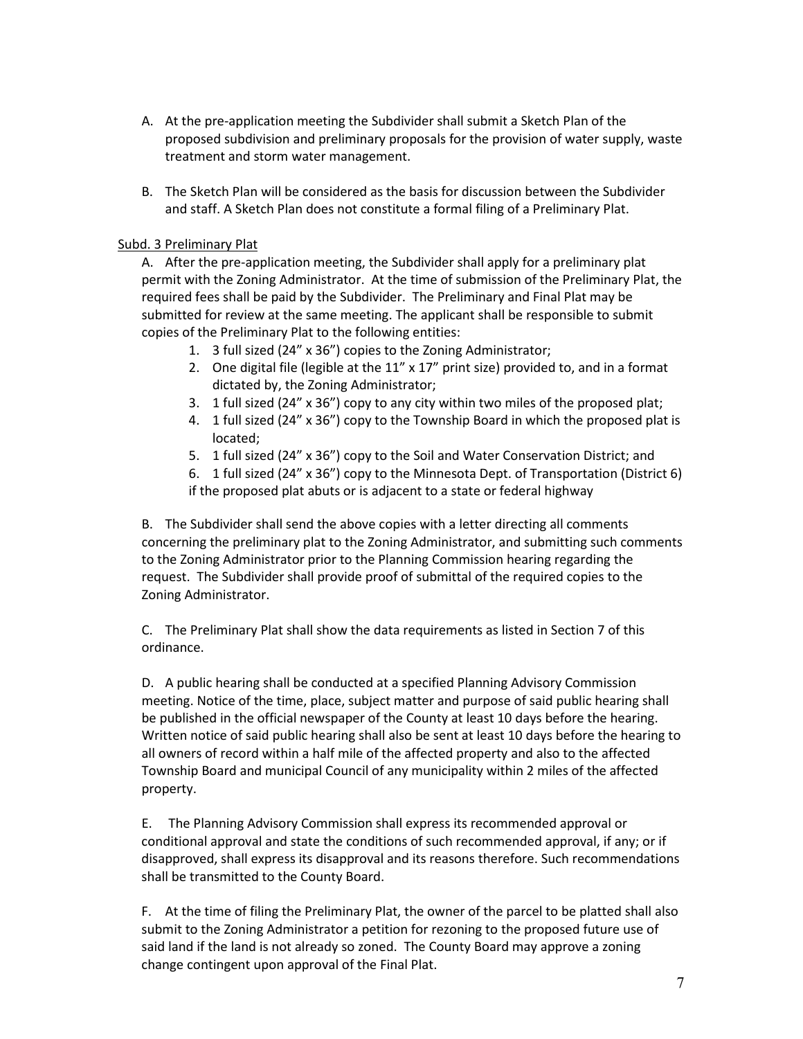A. At the pre-application meeting the Subdivider shall submit a Sketch Plan of the proposed subdivision and preliminary proposals for the provision of water supply, waste treatment and storm water management.

B. The Sketch Plan will be considered as the basis for discussion between the Subdivider and staff. A Sketch Plan does not constitute a formal filing of a Preliminary Plat.

Subd. 3 Preliminary Plat

A. After the pre-application meeting, the Subdivider shall apply for a preliminary plat permit with the Zoning Administrator. At the time of submission of the Preliminary Plat, the required fees shall be paid by the Subdivider. The Preliminary and Final Plat may be submitted for review at the same meeting. The applicant shall be responsible to submit copies of the Preliminary Plat to the following entities:

1. 3 full sized (24" x 36") copies to the Zoning Administrator;
2. One digital file (legible at the 11" x 17" print size) provided to, and in a format dictated by, the Zoning Administrator;
3. 1 full sized (24" x 36") copy to any city within two miles of the proposed plat;
4. 1 full sized (24" x 36") copy to the Township Board in which the proposed plat is located;
5. 1 full sized (24" x 36") copy to the Soil and Water Conservation District; and
6. 1 full sized (24" x 36") copy to the Minnesota Dept. of Transportation (District 6) if the proposed plat abuts or is adjacent to a state or federal highway

B. The Subdivider shall send the above copies with a letter directing all comments concerning the preliminary plat to the Zoning Administrator, and submitting such comments to the Zoning Administrator prior to the Planning Commission hearing regarding the request. The Subdivider shall provide proof of submittal of the required copies to the Zoning Administrator.

C. The Preliminary Plat shall show the data requirements as listed in Section 7 of this ordinance.

D. A public hearing shall be conducted at a specified Planning Advisory Commission meeting. Notice of the time, place, subject matter and purpose of said public hearing shall be published in the official newspaper of the County at least 10 days before the hearing. Written notice of said public hearing shall also be sent at least 10 days before the hearing to all owners of record within a half mile of the affected property and also to the affected Township Board and municipal Council of any municipality within 2 miles of the affected property.

E. The Planning Advisory Commission shall express its recommended approval or conditional approval and state the conditions of such recommended approval, if any; or if disapproved, shall express its disapproval and its reasons therefore. Such recommendations shall be transmitted to the County Board.

F. At the time of filing the Preliminary Plat, the owner of the parcel to be platted shall also submit to the Zoning Administrator a petition for rezoning to the proposed future use of said land if the land is not already so zoned. The County Board may approve a zoning change contingent upon approval of the Final Plat.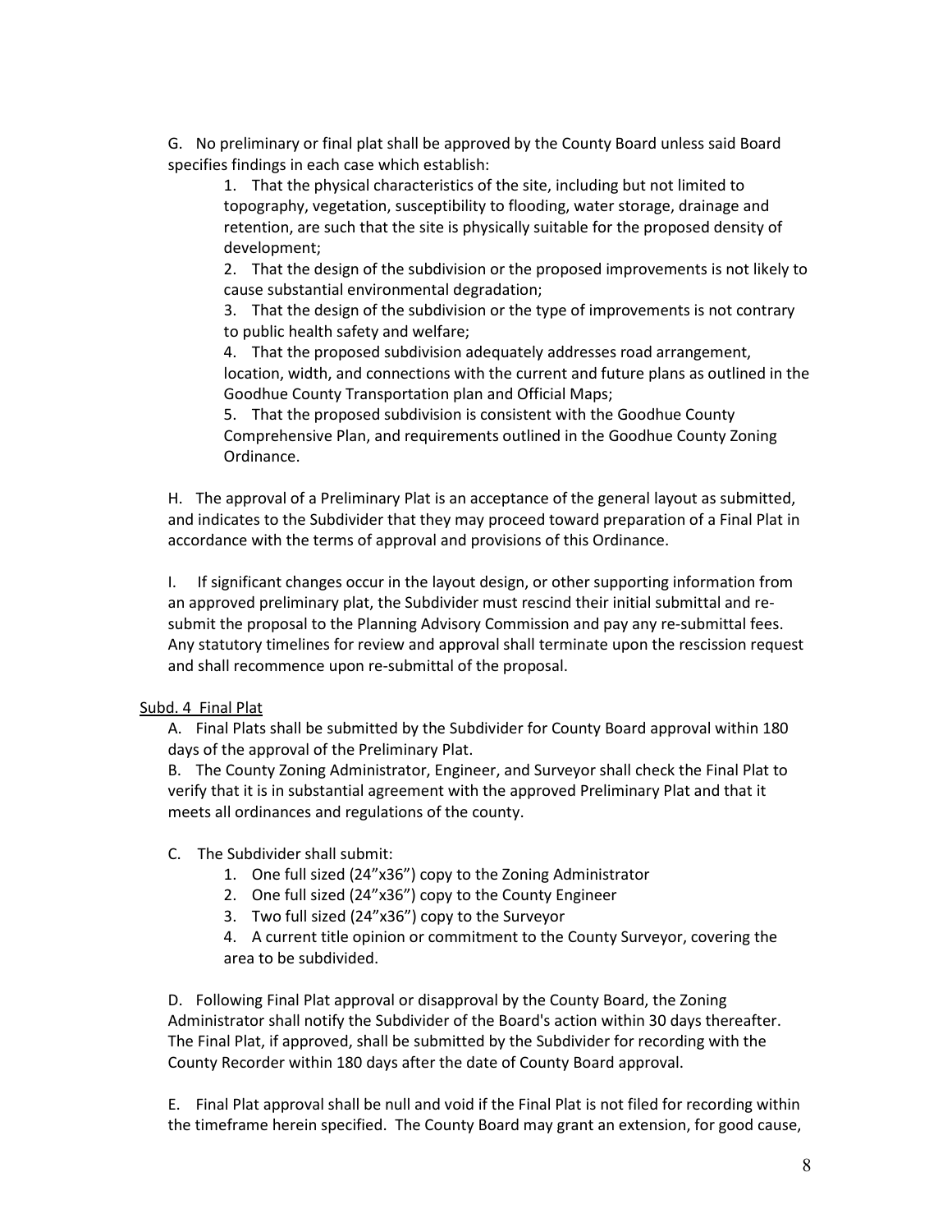G. No preliminary or final plat shall be approved by the County Board unless said Board specifies findings in each case which establish:

1. That the physical characteristics of the site, including but not limited to topography, vegetation, susceptibility to flooding, water storage, drainage and retention, are such that the site is physically suitable for the proposed density of development;
2. That the design of the subdivision or the proposed improvements is not likely to cause substantial environmental degradation;
3. That the design of the subdivision or the type of improvements is not contrary to public health safety and welfare;
4. That the proposed subdivision adequately addresses road arrangement, location, width, and connections with the current and future plans as outlined in the Goodhue County Transportation plan and Official Maps;
5. That the proposed subdivision is consistent with the Goodhue County Comprehensive Plan, and requirements outlined in the Goodhue County Zoning Ordinance.

H. The approval of a Preliminary Plat is an acceptance of the general layout as submitted, and indicates to the Subdivider that they may proceed toward preparation of a Final Plat in accordance with the terms of approval and provisions of this Ordinance.

I. If significant changes occur in the layout design, or other supporting information from an approved preliminary plat, the Subdivider must rescind their initial submittal and re-submit the proposal to the Planning Advisory Commission and pay any re-submittal fees. Any statutory timelines for review and approval shall terminate upon the rescission request and shall recommence upon re-submittal of the proposal.

Subd. 4 Final Plat

A. Final Plats shall be submitted by the Subdivider for County Board approval within 180 days of the approval of the Preliminary Plat.

B. The County Zoning Administrator, Engineer, and Surveyor shall check the Final Plat to verify that it is in substantial agreement with the approved Preliminary Plat and that it meets all ordinances and regulations of the county.

C. The Subdivider shall submit:

1. One full sized (24"x36") copy to the Zoning Administrator
2. One full sized (24"x36") copy to the County Engineer
3. Two full sized (24"x36") copy to the Surveyor
4. A current title opinion or commitment to the County Surveyor, covering the area to be subdivided.

D. Following Final Plat approval or disapproval by the County Board, the Zoning Administrator shall notify the Subdivider of the Board's action within 30 days thereafter. The Final Plat, if approved, shall be submitted by the Subdivider for recording with the County Recorder within 180 days after the date of County Board approval.

E. Final Plat approval shall be null and void if the Final Plat is not filed for recording within the timeframe herein specified. The County Board may grant an extension, for good cause,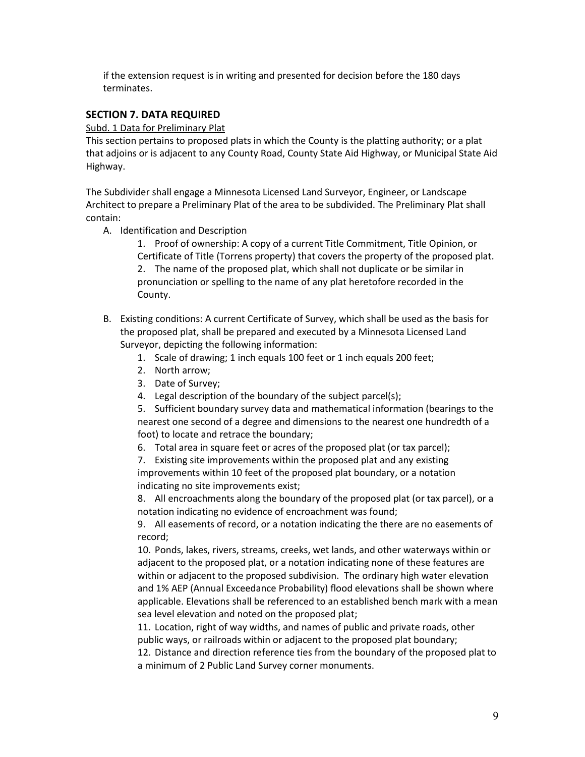if the extension request is in writing and presented for decision before the 180 days terminates.

## SECTION 7. DATA REQUIRED

Subd. 1 Data for Preliminary Plat

This section pertains to proposed plats in which the County is the platting authority; or a plat that adjoins or is adjacent to any County Road, County State Aid Highway, or Municipal State Aid Highway.

The Subdivider shall engage a Minnesota Licensed Land Surveyor, Engineer, or Landscape Architect to prepare a Preliminary Plat of the area to be subdivided. The Preliminary Plat shall contain:

A. Identification and Description

   1. Proof of ownership: A copy of a current Title Commitment, Title Opinion, or Certificate of Title (Torrens property) that covers the property of the proposed plat.
   2. The name of the proposed plat, which shall not duplicate or be similar in pronunciation or spelling to the name of any plat heretofore recorded in the County.

B. Existing conditions: A current Certificate of Survey, which shall be used as the basis for the proposed plat, shall be prepared and executed by a Minnesota Licensed Land Surveyor, depicting the following information:

   1. Scale of drawing; 1 inch equals 100 feet or 1 inch equals 200 feet;
   2. North arrow;
   3. Date of Survey;
   4. Legal description of the boundary of the subject parcel(s);
   5. Sufficient boundary survey data and mathematical information (bearings to the nearest one second of a degree and dimensions to the nearest one hundredth of a foot) to locate and retrace the boundary;
   6. Total area in square feet or acres of the proposed plat (or tax parcel);
   7. Existing site improvements within the proposed plat and any existing improvements within 10 feet of the proposed plat boundary, or a notation indicating no site improvements exist;
   8. All encroachments along the boundary of the proposed plat (or tax parcel), or a notation indicating no evidence of encroachment was found;
   9. All easements of record, or a notation indicating the there are no easements of record;
   10. Ponds, lakes, rivers, streams, creeks, wet lands, and other waterways within or adjacent to the proposed plat, or a notation indicating none of these features are within or adjacent to the proposed subdivision. The ordinary high water elevation and 1% AEP (Annual Exceedance Probability) flood elevations shall be shown where applicable. Elevations shall be referenced to an established bench mark with a mean sea level elevation and noted on the proposed plat;
   11. Location, right of way widths, and names of public and private roads, other public ways, or railroads within or adjacent to the proposed plat boundary;
   12. Distance and direction reference ties from the boundary of the proposed plat to a minimum of 2 Public Land Survey corner monuments.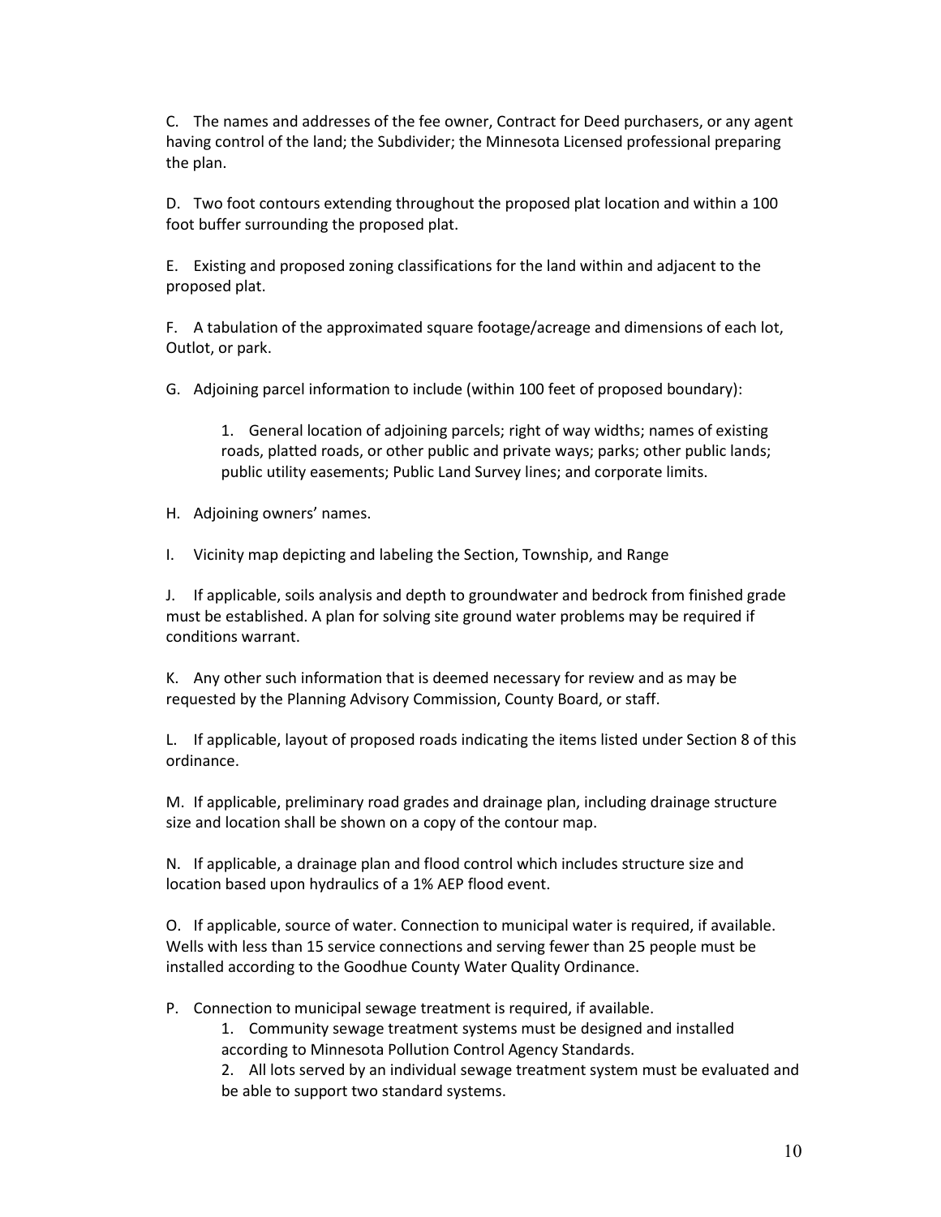C. The names and addresses of the fee owner, Contract for Deed purchasers, or any agent having control of the land; the Subdivider; the Minnesota Licensed professional preparing the plan.

D. Two foot contours extending throughout the proposed plat location and within a 100 foot buffer surrounding the proposed plat.

E. Existing and proposed zoning classifications for the land within and adjacent to the proposed plat.

F. A tabulation of the approximated square footage/acreage and dimensions of each lot, Outlot, or park.

G. Adjoining parcel information to include (within 100 feet of proposed boundary):

> 1. General location of adjoining parcels; right of way widths; names of existing roads, platted roads, or other public and private ways; parks; other public lands; public utility easements; Public Land Survey lines; and corporate limits.

H. Adjoining owners' names.

I. Vicinity map depicting and labeling the Section, Township, and Range

J. If applicable, soils analysis and depth to groundwater and bedrock from finished grade must be established. A plan for solving site ground water problems may be required if conditions warrant.

K. Any other such information that is deemed necessary for review and as may be requested by the Planning Advisory Commission, County Board, or staff.

L. If applicable, layout of proposed roads indicating the items listed under Section 8 of this ordinance.

M. If applicable, preliminary road grades and drainage plan, including drainage structure size and location shall be shown on a copy of the contour map.

N. If applicable, a drainage plan and flood control which includes structure size and location based upon hydraulics of a 1% AEP flood event.

O. If applicable, source of water. Connection to municipal water is required, if available. Wells with less than 15 service connections and serving fewer than 25 people must be installed according to the Goodhue County Water Quality Ordinance.

P. Connection to municipal sewage treatment is required, if available.

> 1. Community sewage treatment systems must be designed and installed according to Minnesota Pollution Control Agency Standards.
> 2. All lots served by an individual sewage treatment system must be evaluated and be able to support two standard systems.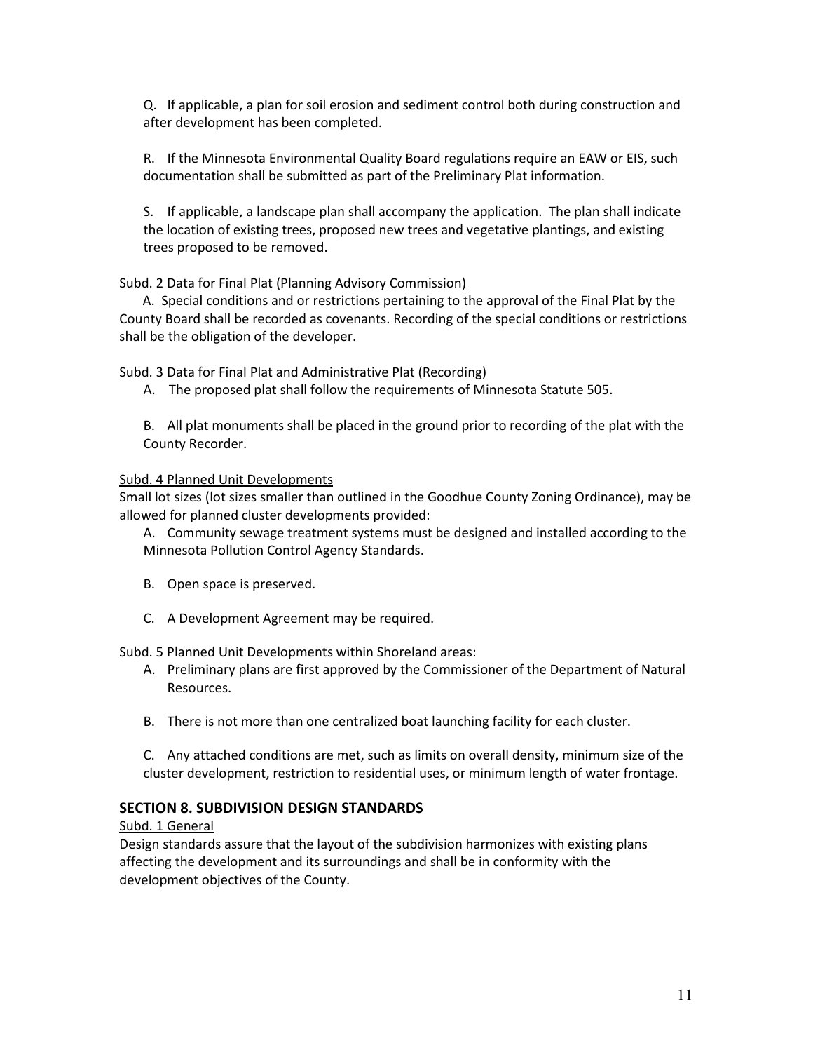Q. If applicable, a plan for soil erosion and sediment control both during construction and after development has been completed.

R. If the Minnesota Environmental Quality Board regulations require an EAW or EIS, such documentation shall be submitted as part of the Preliminary Plat information.

S. If applicable, a landscape plan shall accompany the application. The plan shall indicate the location of existing trees, proposed new trees and vegetative plantings, and existing trees proposed to be removed.

Subd. 2 Data for Final Plat (Planning Advisory Commission)

A. Special conditions and or restrictions pertaining to the approval of the Final Plat by the County Board shall be recorded as covenants. Recording of the special conditions or restrictions shall be the obligation of the developer.

Subd. 3 Data for Final Plat and Administrative Plat (Recording)

A. The proposed plat shall follow the requirements of Minnesota Statute 505.

B. All plat monuments shall be placed in the ground prior to recording of the plat with the County Recorder.

Subd. 4 Planned Unit Developments

Small lot sizes (lot sizes smaller than outlined in the Goodhue County Zoning Ordinance), may be allowed for planned cluster developments provided:

A. Community sewage treatment systems must be designed and installed according to the Minnesota Pollution Control Agency Standards.

B. Open space is preserved.

C. A Development Agreement may be required.

Subd. 5 Planned Unit Developments within Shoreland areas:

A. Preliminary plans are first approved by the Commissioner of the Department of Natural Resources.

B. There is not more than one centralized boat launching facility for each cluster.

C. Any attached conditions are met, such as limits on overall density, minimum size of the cluster development, restriction to residential uses, or minimum length of water frontage.

## SECTION 8. SUBDIVISION DESIGN STANDARDS

Subd. 1 General

Design standards assure that the layout of the subdivision harmonizes with existing plans affecting the development and its surroundings and shall be in conformity with the development objectives of the County.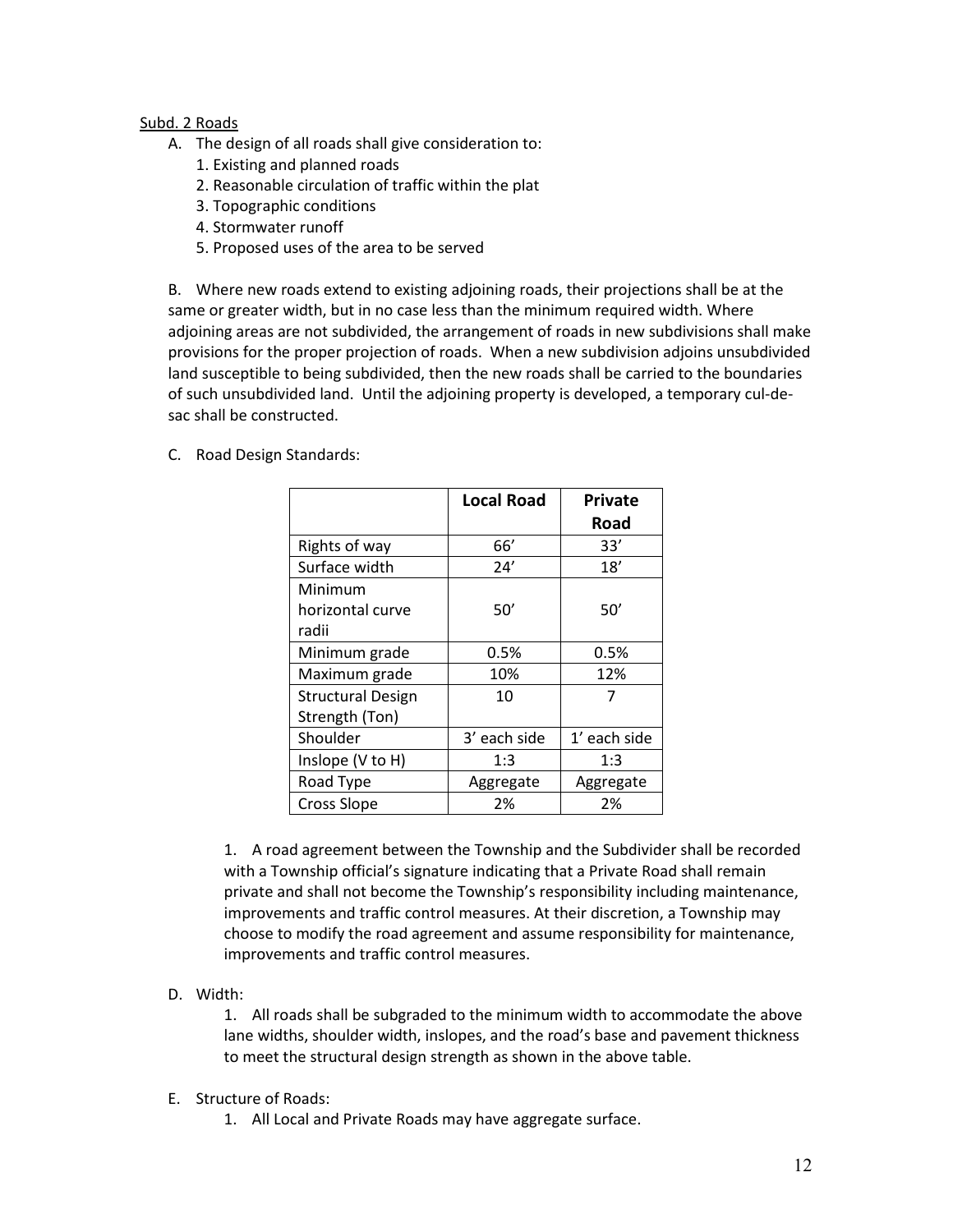Subd. 2 Roads

A. The design of all roads shall give consideration to:
   1. Existing and planned roads
   2. Reasonable circulation of traffic within the plat
   3. Topographic conditions
   4. Stormwater runoff
   5. Proposed uses of the area to be served

B. Where new roads extend to existing adjoining roads, their projections shall be at the same or greater width, but in no case less than the minimum required width. Where adjoining areas are not subdivided, the arrangement of roads in new subdivisions shall make provisions for the proper projection of roads. When a new subdivision adjoins unsubdivided land susceptible to being subdivided, then the new roads shall be carried to the boundaries of such unsubdivided land. Until the adjoining property is developed, a temporary cul-de-sac shall be constructed.

C. Road Design Standards:

| | **Local Road** | **Private Road** |
|---|---|---|
| Rights of way | 66’ | 33’ |
| Surface width | 24’ | 18’ |
| Minimum horizontal curve radii | 50’ | 50’ |
| Minimum grade | 0.5% | 0.5% |
| Maximum grade | 10% | 12% |
| Structural Design Strength (Ton) | 10 | 7 |
| Shoulder | 3’ each side | 1’ each side |
| Inslope (V to H) | 1:3 | 1:3 |
| Road Type | Aggregate | Aggregate |
| Cross Slope | 2% | 2% |

   1. A road agreement between the Township and the Subdivider shall be recorded with a Township official’s signature indicating that a Private Road shall remain private and shall not become the Township’s responsibility including maintenance, improvements and traffic control measures. At their discretion, a Township may choose to modify the road agreement and assume responsibility for maintenance, improvements and traffic control measures.

D. Width:
   1. All roads shall be subgraded to the minimum width to accommodate the above lane widths, shoulder width, inslopes, and the road’s base and pavement thickness to meet the structural design strength as shown in the above table.

E. Structure of Roads:
   1. All Local and Private Roads may have aggregate surface.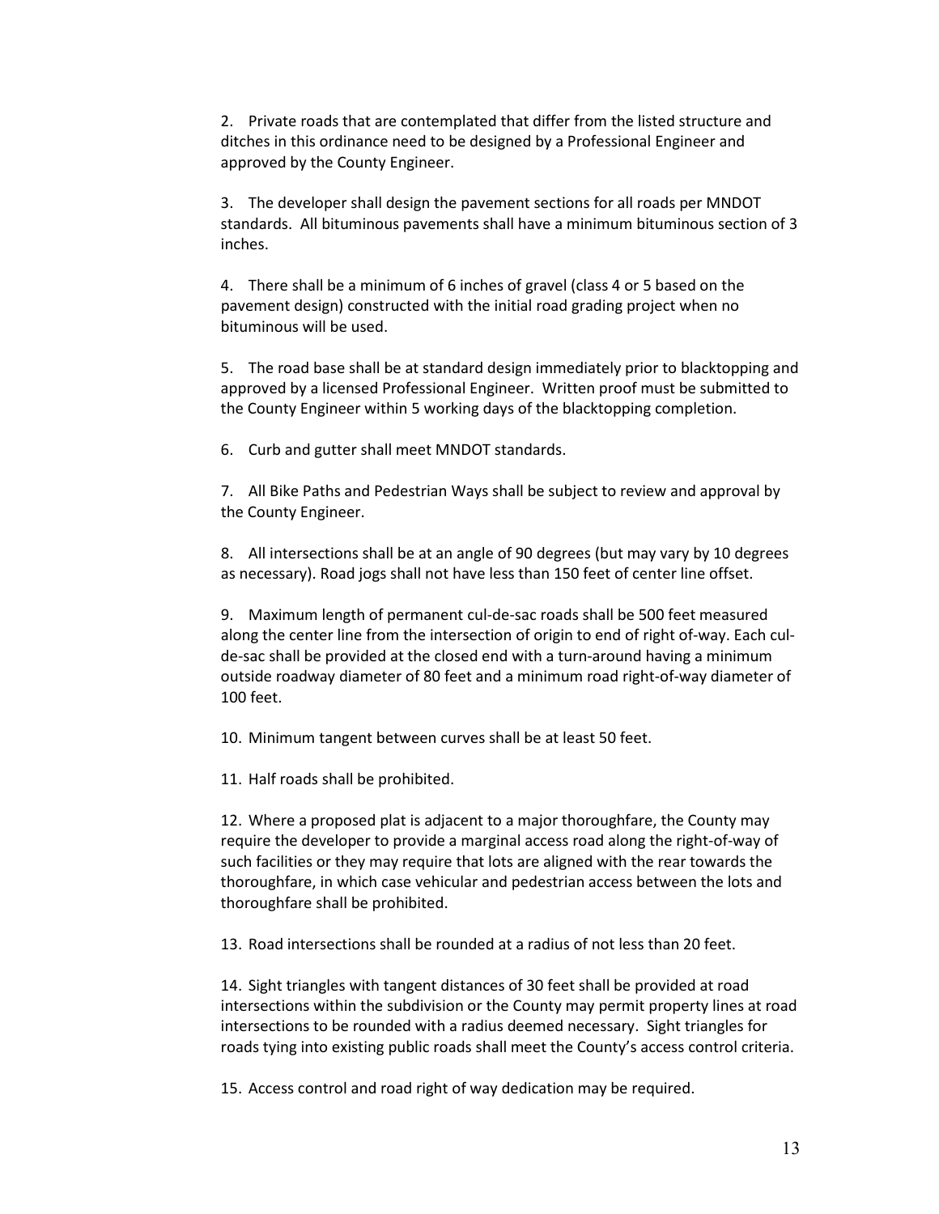2. Private roads that are contemplated that differ from the listed structure and ditches in this ordinance need to be designed by a Professional Engineer and approved by the County Engineer.

3. The developer shall design the pavement sections for all roads per MNDOT standards. All bituminous pavements shall have a minimum bituminous section of 3 inches.

4. There shall be a minimum of 6 inches of gravel (class 4 or 5 based on the pavement design) constructed with the initial road grading project when no bituminous will be used.

5. The road base shall be at standard design immediately prior to blacktopping and approved by a licensed Professional Engineer. Written proof must be submitted to the County Engineer within 5 working days of the blacktopping completion.

6. Curb and gutter shall meet MNDOT standards.

7. All Bike Paths and Pedestrian Ways shall be subject to review and approval by the County Engineer.

8. All intersections shall be at an angle of 90 degrees (but may vary by 10 degrees as necessary). Road jogs shall not have less than 150 feet of center line offset.

9. Maximum length of permanent cul-de-sac roads shall be 500 feet measured along the center line from the intersection of origin to end of right of-way. Each cul-de-sac shall be provided at the closed end with a turn-around having a minimum outside roadway diameter of 80 feet and a minimum road right-of-way diameter of 100 feet.

10. Minimum tangent between curves shall be at least 50 feet.

11. Half roads shall be prohibited.

12. Where a proposed plat is adjacent to a major thoroughfare, the County may require the developer to provide a marginal access road along the right-of-way of such facilities or they may require that lots are aligned with the rear towards the thoroughfare, in which case vehicular and pedestrian access between the lots and thoroughfare shall be prohibited.

13. Road intersections shall be rounded at a radius of not less than 20 feet.

14. Sight triangles with tangent distances of 30 feet shall be provided at road intersections within the subdivision or the County may permit property lines at road intersections to be rounded with a radius deemed necessary. Sight triangles for roads tying into existing public roads shall meet the County's access control criteria.

15. Access control and road right of way dedication may be required.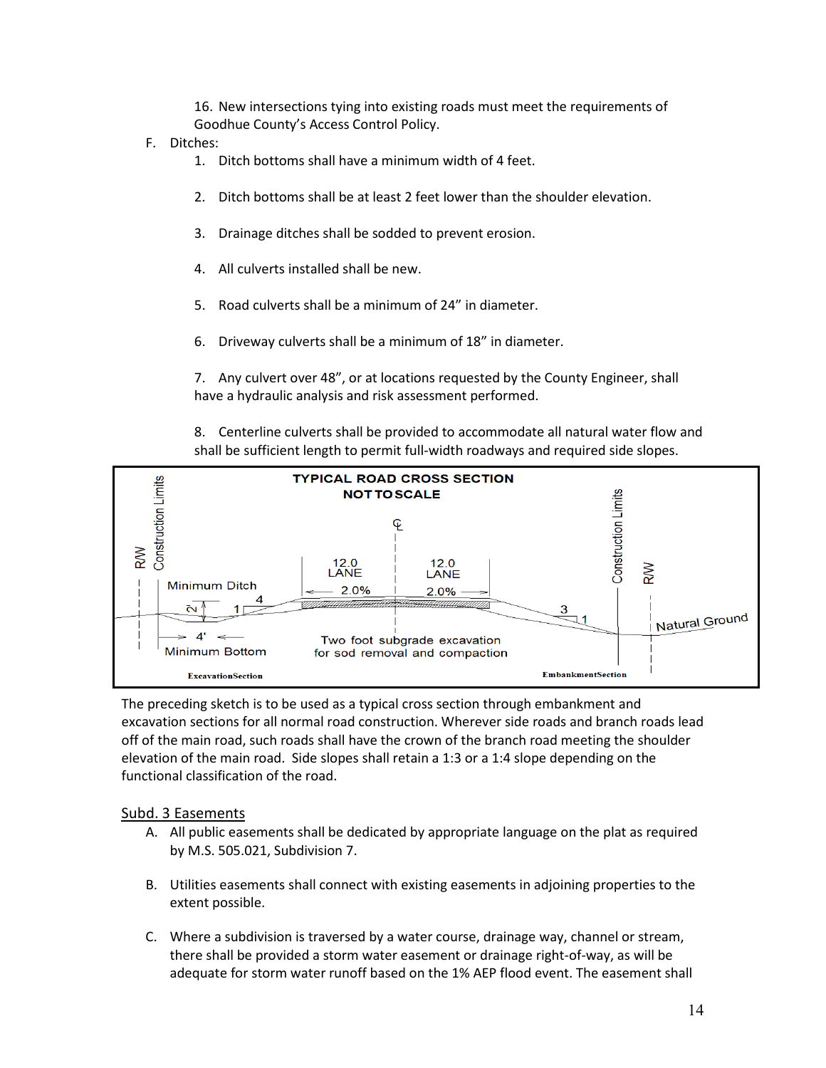16. New intersections tying into existing roads must meet the requirements of Goodhue County's Access Control Policy.

F. Ditches:
   1. Ditch bottoms shall have a minimum width of 4 feet.

   2. Ditch bottoms shall be at least 2 feet lower than the shoulder elevation.

   3. Drainage ditches shall be sodded to prevent erosion.

   4. All culverts installed shall be new.

   5. Road culverts shall be a minimum of 24" in diameter.

   6. Driveway culverts shall be a minimum of 18" in diameter.

   7. Any culvert over 48", or at locations requested by the County Engineer, shall have a hydraulic analysis and risk assessment performed.

   8. Centerline culverts shall be provided to accommodate all natural water flow and shall be sufficient length to permit full-width roadways and required side slopes.

TYPICAL ROAD CROSS SECTION
NOT TO SCALE

R/W | Construction Limits | Minimum Ditch | 2 | 1 | 4 | 4' | Minimum Bottom | 12.0 LANE | 2.0% | 12.0 LANE | 2.0% | ℄ | Two foot subgrade excavation for sod removal and compaction | 3 | 1 | Construction Limits | R/W | Natural Ground | Excavation Section | Embankment Section

The preceding sketch is to be used as a typical cross section through embankment and excavation sections for all normal road construction. Wherever side roads and branch roads lead off of the main road, such roads shall have the crown of the branch road meeting the shoulder elevation of the main road. Side slopes shall retain a 1:3 or a 1:4 slope depending on the functional classification of the road.

## Subd. 3 Easements

A. All public easements shall be dedicated by appropriate language on the plat as required by M.S. 505.021, Subdivision 7.

B. Utilities easements shall connect with existing easements in adjoining properties to the extent possible.

C. Where a subdivision is traversed by a water course, drainage way, channel or stream, there shall be provided a storm water easement or drainage right-of-way, as will be adequate for storm water runoff based on the 1% AEP flood event. The easement shall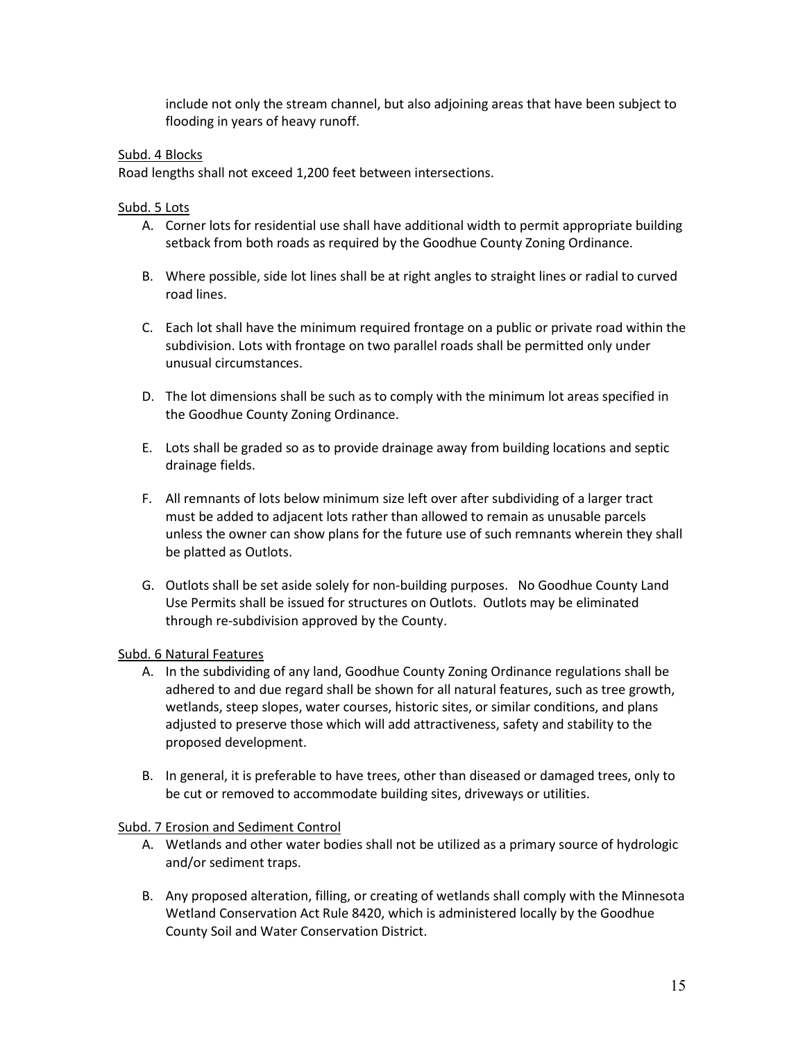include not only the stream channel, but also adjoining areas that have been subject to flooding in years of heavy runoff.

Subd. 4 Blocks

Road lengths shall not exceed 1,200 feet between intersections.

Subd. 5 Lots

A. Corner lots for residential use shall have additional width to permit appropriate building setback from both roads as required by the Goodhue County Zoning Ordinance.

B. Where possible, side lot lines shall be at right angles to straight lines or radial to curved road lines.

C. Each lot shall have the minimum required frontage on a public or private road within the subdivision. Lots with frontage on two parallel roads shall be permitted only under unusual circumstances.

D. The lot dimensions shall be such as to comply with the minimum lot areas specified in the Goodhue County Zoning Ordinance.

E. Lots shall be graded so as to provide drainage away from building locations and septic drainage fields.

F. All remnants of lots below minimum size left over after subdividing of a larger tract must be added to adjacent lots rather than allowed to remain as unusable parcels unless the owner can show plans for the future use of such remnants wherein they shall be platted as Outlots.

G. Outlots shall be set aside solely for non-building purposes. No Goodhue County Land Use Permits shall be issued for structures on Outlots. Outlots may be eliminated through re-subdivision approved by the County.

Subd. 6 Natural Features

A. In the subdividing of any land, Goodhue County Zoning Ordinance regulations shall be adhered to and due regard shall be shown for all natural features, such as tree growth, wetlands, steep slopes, water courses, historic sites, or similar conditions, and plans adjusted to preserve those which will add attractiveness, safety and stability to the proposed development.

B. In general, it is preferable to have trees, other than diseased or damaged trees, only to be cut or removed to accommodate building sites, driveways or utilities.

Subd. 7 Erosion and Sediment Control

A. Wetlands and other water bodies shall not be utilized as a primary source of hydrologic and/or sediment traps.

B. Any proposed alteration, filling, or creating of wetlands shall comply with the Minnesota Wetland Conservation Act Rule 8420, which is administered locally by the Goodhue County Soil and Water Conservation District.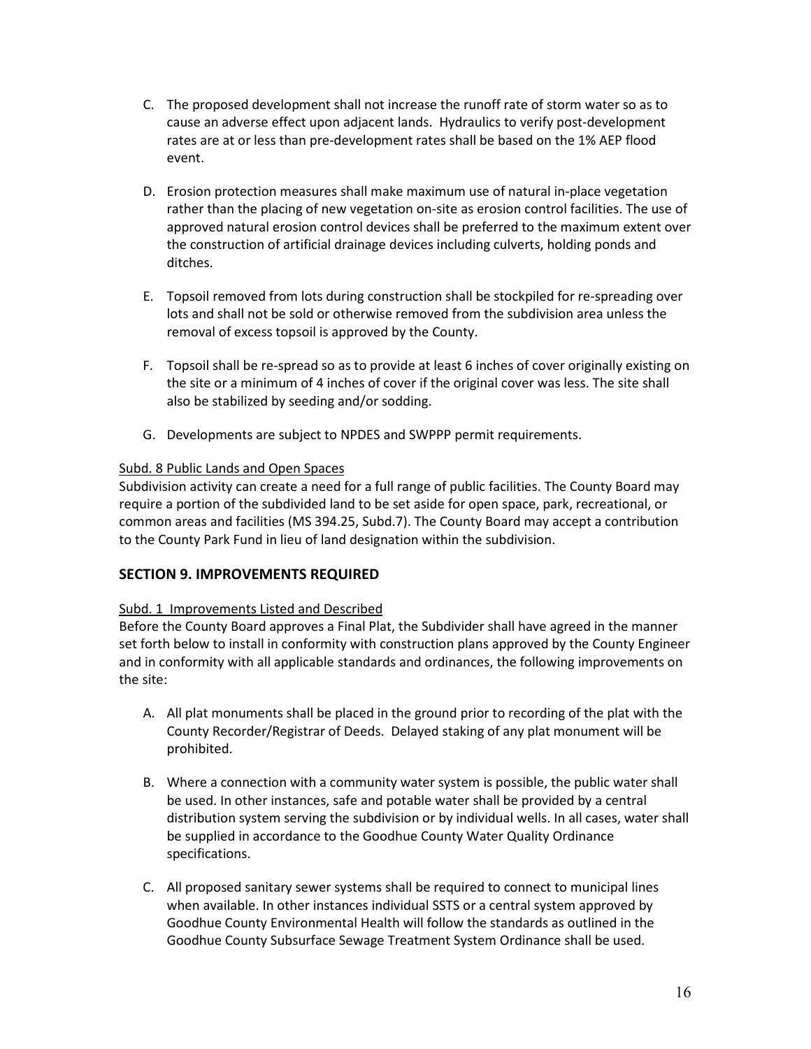C. The proposed development shall not increase the runoff rate of storm water so as to cause an adverse effect upon adjacent lands. Hydraulics to verify post-development rates are at or less than pre-development rates shall be based on the 1% AEP flood event.

D. Erosion protection measures shall make maximum use of natural in-place vegetation rather than the placing of new vegetation on-site as erosion control facilities. The use of approved natural erosion control devices shall be preferred to the maximum extent over the construction of artificial drainage devices including culverts, holding ponds and ditches.

E. Topsoil removed from lots during construction shall be stockpiled for re-spreading over lots and shall not be sold or otherwise removed from the subdivision area unless the removal of excess topsoil is approved by the County.

F. Topsoil shall be re-spread so as to provide at least 6 inches of cover originally existing on the site or a minimum of 4 inches of cover if the original cover was less. The site shall also be stabilized by seeding and/or sodding.

G. Developments are subject to NPDES and SWPPP permit requirements.

Subd. 8 Public Lands and Open Spaces

Subdivision activity can create a need for a full range of public facilities. The County Board may require a portion of the subdivided land to be set aside for open space, park, recreational, or common areas and facilities (MS 394.25, Subd.7). The County Board may accept a contribution to the County Park Fund in lieu of land designation within the subdivision.

## SECTION 9. IMPROVEMENTS REQUIRED

Subd. 1 Improvements Listed and Described

Before the County Board approves a Final Plat, the Subdivider shall have agreed in the manner set forth below to install in conformity with construction plans approved by the County Engineer and in conformity with all applicable standards and ordinances, the following improvements on the site:

A. All plat monuments shall be placed in the ground prior to recording of the plat with the County Recorder/Registrar of Deeds. Delayed staking of any plat monument will be prohibited.

B. Where a connection with a community water system is possible, the public water shall be used. In other instances, safe and potable water shall be provided by a central distribution system serving the subdivision or by individual wells. In all cases, water shall be supplied in accordance to the Goodhue County Water Quality Ordinance specifications.

C. All proposed sanitary sewer systems shall be required to connect to municipal lines when available. In other instances individual SSTS or a central system approved by Goodhue County Environmental Health will follow the standards as outlined in the Goodhue County Subsurface Sewage Treatment System Ordinance shall be used.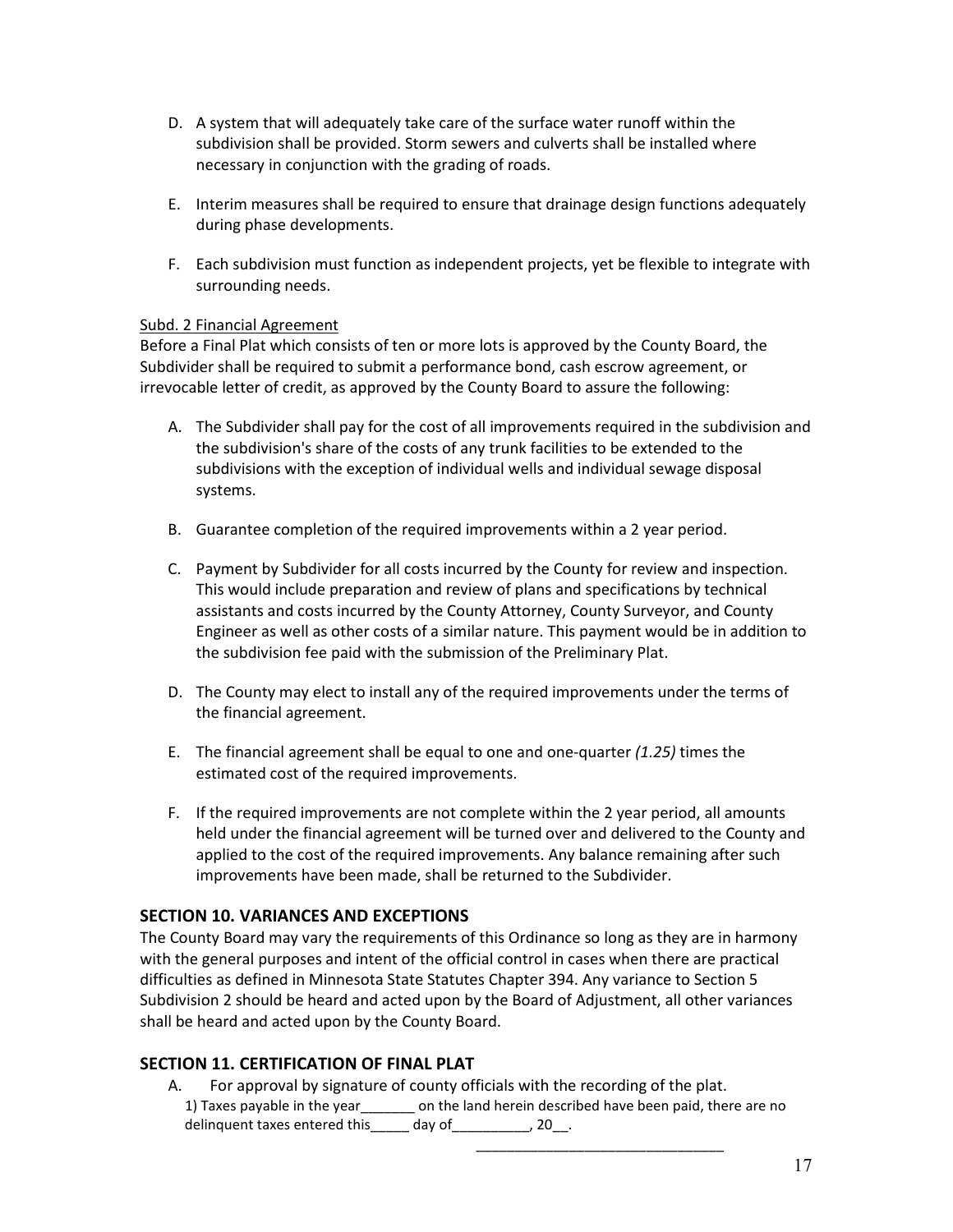D. A system that will adequately take care of the surface water runoff within the subdivision shall be provided. Storm sewers and culverts shall be installed where necessary in conjunction with the grading of roads.

E. Interim measures shall be required to ensure that drainage design functions adequately during phase developments.

F. Each subdivision must function as independent projects, yet be flexible to integrate with surrounding needs.

Subd. 2 Financial Agreement

Before a Final Plat which consists of ten or more lots is approved by the County Board, the Subdivider shall be required to submit a performance bond, cash escrow agreement, or irrevocable letter of credit, as approved by the County Board to assure the following:

A. The Subdivider shall pay for the cost of all improvements required in the subdivision and the subdivision's share of the costs of any trunk facilities to be extended to the subdivisions with the exception of individual wells and individual sewage disposal systems.

B. Guarantee completion of the required improvements within a 2 year period.

C. Payment by Subdivider for all costs incurred by the County for review and inspection. This would include preparation and review of plans and specifications by technical assistants and costs incurred by the County Attorney, County Surveyor, and County Engineer as well as other costs of a similar nature. This payment would be in addition to the subdivision fee paid with the submission of the Preliminary Plat.

D. The County may elect to install any of the required improvements under the terms of the financial agreement.

E. The financial agreement shall be equal to one and one-quarter *(1.25)* times the estimated cost of the required improvements.

F. If the required improvements are not complete within the 2 year period, all amounts held under the financial agreement will be turned over and delivered to the County and applied to the cost of the required improvements. Any balance remaining after such improvements have been made, shall be returned to the Subdivider.

## SECTION 10. VARIANCES AND EXCEPTIONS

The County Board may vary the requirements of this Ordinance so long as they are in harmony with the general purposes and intent of the official control in cases when there are practical difficulties as defined in Minnesota State Statutes Chapter 394. Any variance to Section 5 Subdivision 2 should be heard and acted upon by the Board of Adjustment, all other variances shall be heard and acted upon by the County Board.

## SECTION 11. CERTIFICATION OF FINAL PLAT

A. For approval by signature of county officials with the recording of the plat.

1) Taxes payable in the year_______ on the land herein described have been paid, there are no delinquent taxes entered this_____ day of__________, 20__.

_______________________________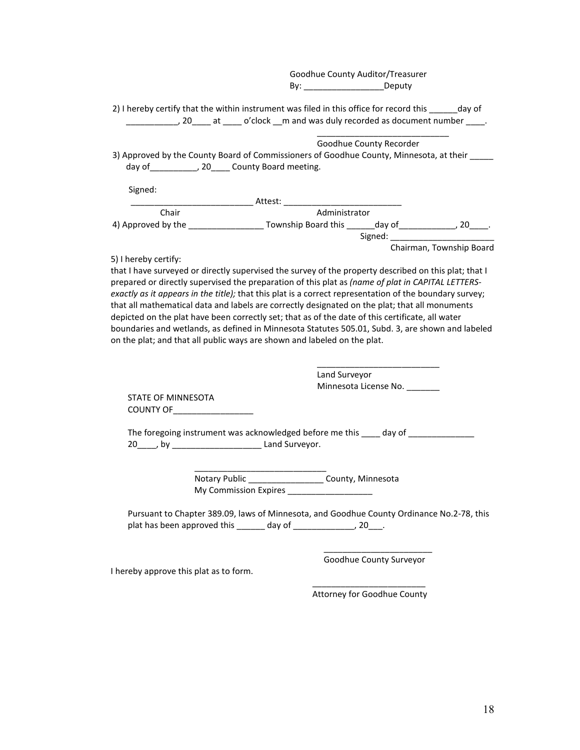Goodhue County Auditor/Treasurer
By: _________________Deputy

2) I hereby certify that the within instrument was filed in this office for record this ______day of ___________, 20____ at ____ o'clock __m and was duly recorded as document number ____.

_____________________________
Goodhue County Recorder

3) Approved by the County Board of Commissioners of Goodhue County, Minnesota, at their _____ day of__________, 20____ County Board meeting.

Signed:

__________________________ Attest: _________________________
Chair                                                  Administrator

4) Approved by the ________________ Township Board this ______day of____________, 20____.

Signed: ______________________
Chairman, Township Board

5) I hereby certify:
that I have surveyed or directly supervised the survey of the property described on this plat; that I prepared or directly supervised the preparation of this plat as *(name of plat in CAPITAL LETTERS-exactly as it appears in the title);* that this plat is a correct representation of the boundary survey; that all mathematical data and labels are correctly designated on the plat; that all monuments depicted on the plat have been correctly set; that as of the date of this certificate, all water boundaries and wetlands, as defined in Minnesota Statutes 505.01, Subd. 3, are shown and labeled on the plat; and that all public ways are shown and labeled on the plat.

___________________________
Land Surveyor
Minnesota License No. _______

STATE OF MINNESOTA
COUNTY OF_________________

The foregoing instrument was acknowledged before me this ____ day of ______________ 20____, by ___________________ Land Surveyor.

_____________________________
Notary Public ________________ County, Minnesota
My Commission Expires __________________

Pursuant to Chapter 389.09, laws of Minnesota, and Goodhue County Ordinance No.2-78, this plat has been approved this ______ day of _____________, 20___.

________________________
Goodhue County Surveyor

I hereby approve this plat as to form.

_________________________
Attorney for Goodhue County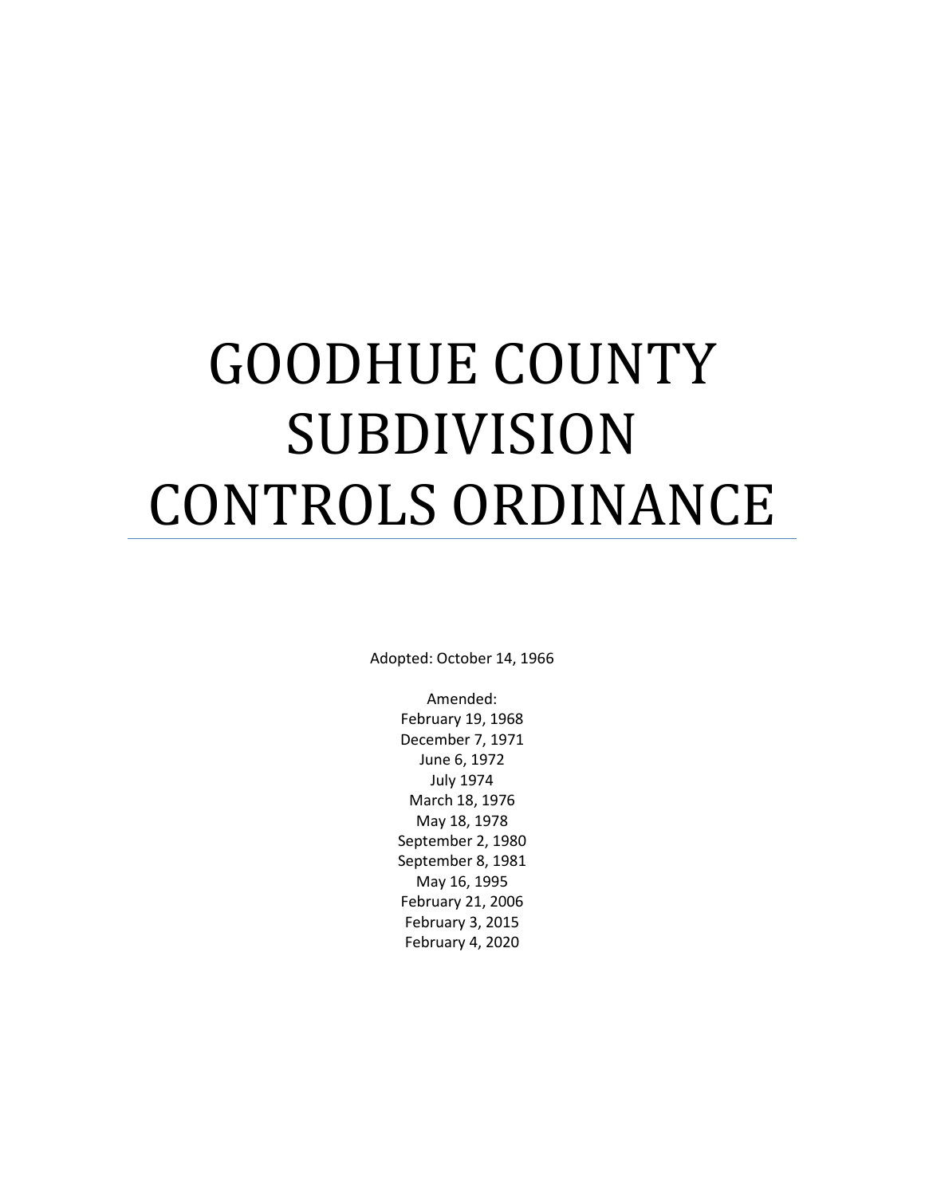# GOODHUE COUNTY SUBDIVISION CONTROLS ORDINANCE

Adopted: October 14, 1966

Amended:
February 19, 1968
December 7, 1971
June 6, 1972
July 1974
March 18, 1976
May 18, 1978
September 2, 1980
September 8, 1981
May 16, 1995
February 21, 2006
February 3, 2015
February 4, 2020